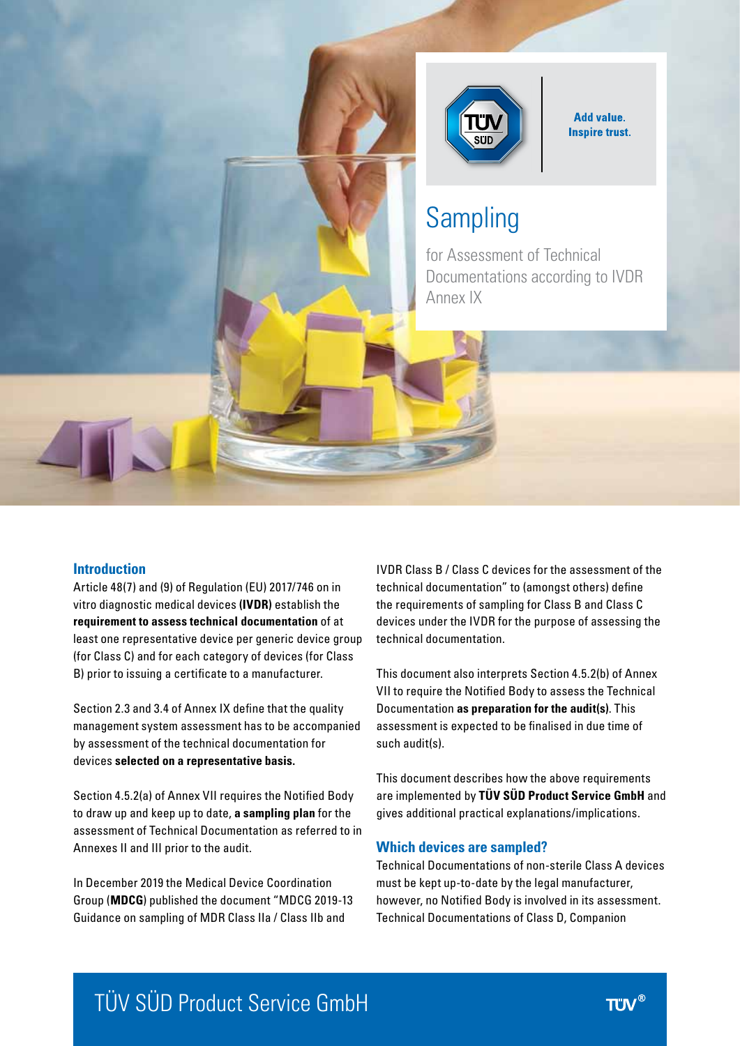Add value. Inspire trust.

# Sampling

for Assessment of Technical Documentations according to IVDR Annex IX

## Introduction

Article 48(7) and (9) of Regulation (EU) 2017/746 on in vitro diagnostic medical devices **(IVDR)** establish the **requirement to assess technical documentation** of at least one representative device per generic device group (for Class C) and for each category of devices (for Class B) prior to issuing a certificate to a manufacturer.

Section 2.3 and 3.4 of Annex IX define that the quality management system assessment has to be accompanied by assessment of the technical documentation for devices **selected on a representative basis.**

Section 4.5.2(a) of Annex VII requires the Notified Body to draw up and keep up to date, **a sampling plan** for the assessment of Technical Documentation as referred to in Annexes II and III prior to the audit.

In December 2019 the Medical Device Coordination Group (**MDCG**) published the document "MDCG 2019-13 Guidance on sampling of MDR Class IIa / Class IIb and IVDR Class B / Class C devices for the assessment of the technical documentation" to (amongst others) define the requirements of sampling for Class B and Class C devices under the IVDR for the purpose of assessing the technical documentation.

This document also interprets Section 4.5.2(b) of Annex VII to require the Notified Body to assess the Technical Documentation **as preparation for the audit(s)**. This assessment is expected to be finalised in due time of such audit(s).

This document describes how the above requirements are implemented by **TÜV SÜD Product Service GmbH** and gives additional practical explanations/implications.

## Which devices are sampled?

Technical Documentations of non-sterile Class A devices must be kept up-to-date by the legal manufacturer, however, no Notified Body is involved in its assessment. Technical Documentations of Class D, Companion

TÜV SÜD Product Service GmbH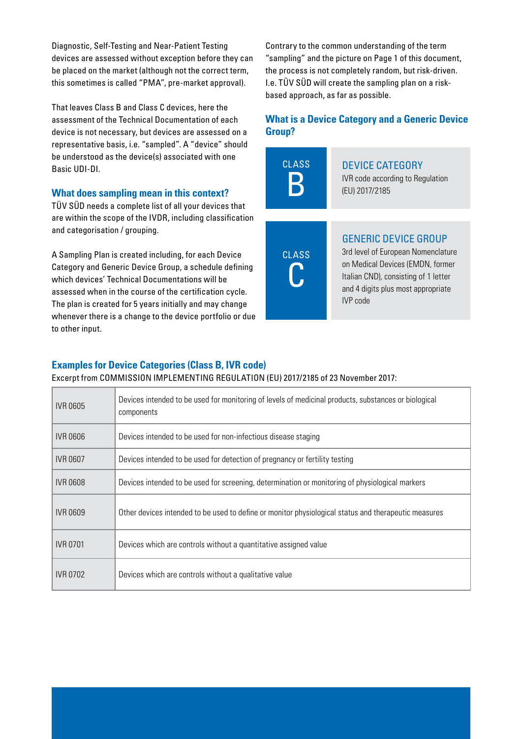Diagnostic, Self-Testing and Near-Patient Testing devices are assessed without exception before they can be placed on the market (although not the correct term, this sometimes is called "PMA", pre-market approval).

That leaves Class B and Class C devices, here the assessment of the Technical Documentation of each device is not necessary, but devices are assessed on a representative basis, i.e. "sampled". A "device" should be understood as the device(s) associated with one Basic UDI-DI.

### What does sampling mean in this context?

TÜV SÜD needs a complete list of all your devices that are within the scope of the IVDR, including classification and categorisation / grouping.

A Sampling Plan is created including, for each Device Category and Generic Device Group, a schedule defining which devices' Technical Documentations will be assessed when in the course of the certification cycle. The plan is created for 5 years initially and may change whenever there is a change to the device portfolio or due to other input.

Contrary to the common understanding of the term "sampling" and the picture on Page 1 of this document, the process is not completely random, but risk-driven. I.e. TÜV SÜD will create the sampling plan on a risk-based approach, as far as possible.

### What is a Device Category and a Generic Device Group?

| | |
|---|---|
| CLASS B | DEVICE CATEGORY<br>IVR code according to Regulation (EU) 2017/2185 |
| CLASS C | GENERIC DEVICE GROUP<br>3rd level of European Nomenclature on Medical Devices (EMDN, former Italian CND), consisting of 1 letter and 4 digits plus most appropriate IVP code |

### Examples for Device Categories (Class B, IVR code)

Excerpt from COMMISSION IMPLEMENTING REGULATION (EU) 2017/2185 of 23 November 2017:

| Code | Description |
|---|---|
| IVR 0605 | Devices intended to be used for monitoring of levels of medicinal products, substances or biological components |
| IVR 0606 | Devices intended to be used for non-infectious disease staging |
| IVR 0607 | Devices intended to be used for detection of pregnancy or fertility testing |
| IVR 0608 | Devices intended to be used for screening, determination or monitoring of physiological markers |
| IVR 0609 | Other devices intended to be used to define or monitor physiological status and therapeutic measures |
| IVR 0701 | Devices which are controls without a quantitative assigned value |
| IVR 0702 | Devices which are controls without a qualitative value |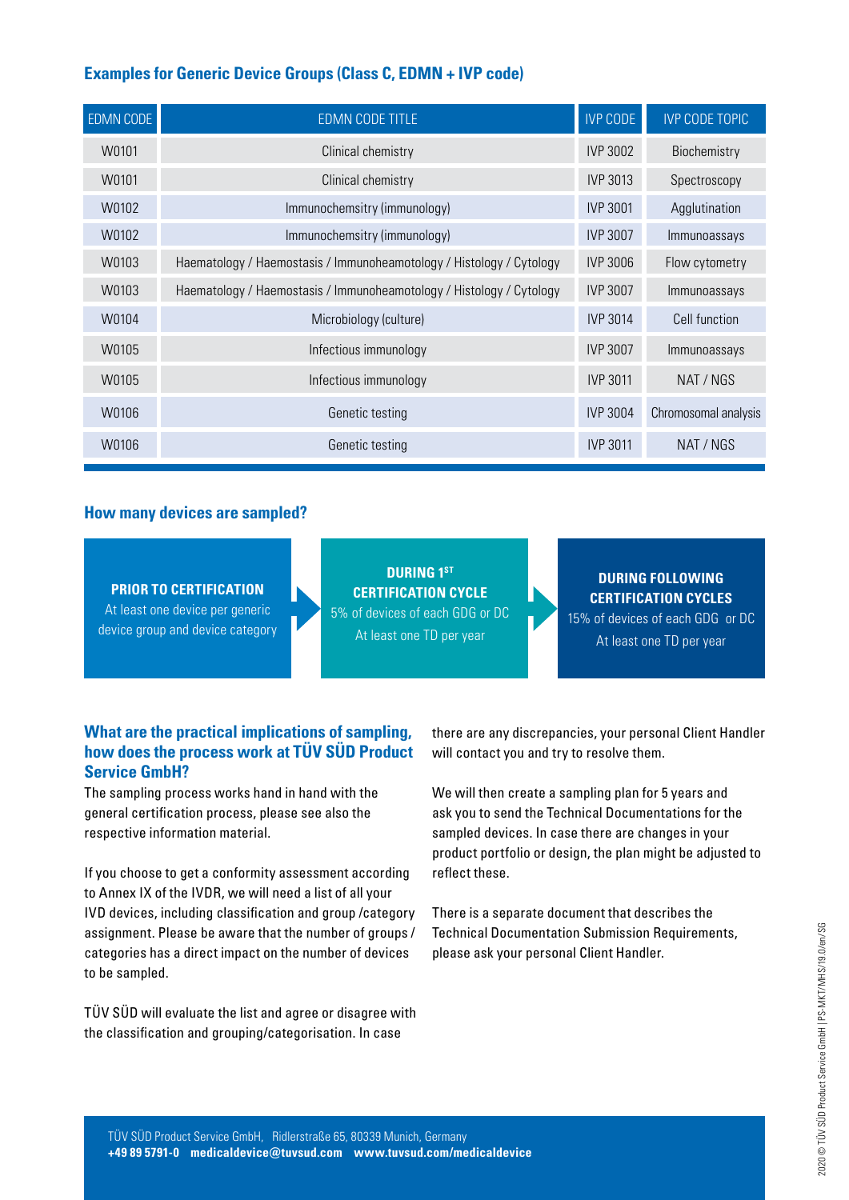## Examples for Generic Device Groups (Class C, EDMN + IVP code)

| EDMN CODE | EDMN CODE TITLE | IVP CODE | IVP CODE TOPIC |
|---|---|---|---|
| W0101 | Clinical chemistry | IVP 3002 | Biochemistry |
| W0101 | Clinical chemistry | IVP 3013 | Spectroscopy |
| W0102 | Immunochemsitry (immunology) | IVP 3001 | Agglutination |
| W0102 | Immunochemsitry (immunology) | IVP 3007 | Immunoassays |
| W0103 | Haematology / Haemostasis / Immunoheamotology / Histology / Cytology | IVP 3006 | Flow cytometry |
| W0103 | Haematology / Haemostasis / Immunoheamotology / Histology / Cytology | IVP 3007 | Immunoassays |
| W0104 | Microbiology (culture) | IVP 3014 | Cell function |
| W0105 | Infectious immunology | IVP 3007 | Immunoassays |
| W0105 | Infectious immunology | IVP 3011 | NAT / NGS |
| W0106 | Genetic testing | IVP 3004 | Chromosomal analysis |
| W0106 | Genetic testing | IVP 3011 | NAT / NGS |

## How many devices are sampled?

**PRIOR TO CERTIFICATION**
At least one device per generic device group and device category

**DURING 1ST CERTIFICATION CYCLE**
5% of devices of each GDG or DC
At least one TD per year

**DURING FOLLOWING CERTIFICATION CYCLES**
15% of devices of each GDG or DC
At least one TD per year

## What are the practical implications of sampling, how does the process work at TÜV SÜD Product Service GmbH?

The sampling process works hand in hand with the general certification process, please see also the respective information material.

If you choose to get a conformity assessment according to Annex IX of the IVDR, we will need a list of all your IVD devices, including classification and group /category assignment. Please be aware that the number of groups / categories has a direct impact on the number of devices to be sampled.

TÜV SÜD will evaluate the list and agree or disagree with the classification and grouping/categorisation. In case there are any discrepancies, your personal Client Handler will contact you and try to resolve them.

We will then create a sampling plan for 5 years and ask you to send the Technical Documentations for the sampled devices. In case there are changes in your product portfolio or design, the plan might be adjusted to reflect these.

There is a separate document that describes the Technical Documentation Submission Requirements, please ask your personal Client Handler.

TÜV SÜD Product Service GmbH, Ridlerstraße 65, 80339 Munich, Germany
**+49 89 5791-0 medicaldevice@tuvsud.com www.tuvsud.com/medicaldevice**

2020 © TÜV SÜD Product Service GmbH | PS-MKT/MHS/19.0/en/SG